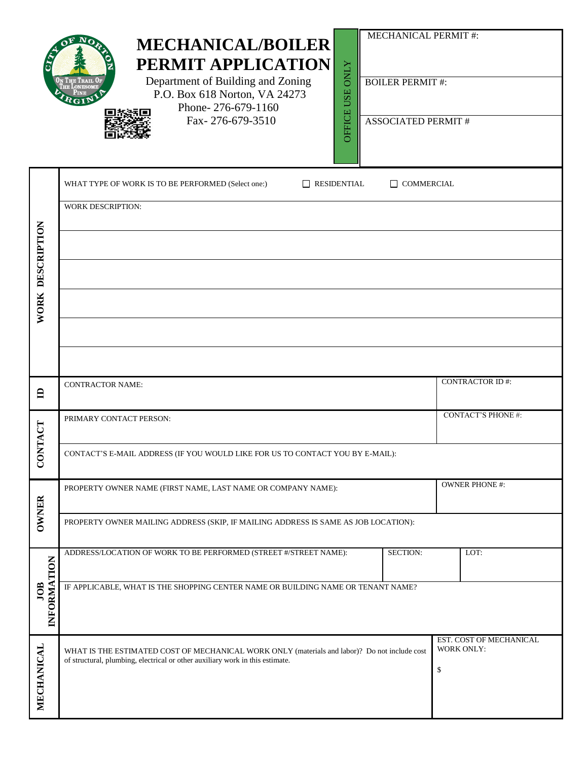# MECHANICAL/BOILER PERMIT APPLICATION

Department of Building and Zoning
P.O. Box 618 Norton, VA 24273
Phone- 276-679-1160
Fax- 276-679-3510

| OFFICE USE ONLY | |
|---|---|
| MECHANICAL PERMIT #: | |
| BOILER PERMIT #: | |
| ASSOCIATED PERMIT # | |

## WORK DESCRIPTION

WHAT TYPE OF WORK IS TO BE PERFORMED (Select one:) ☐ RESIDENTIAL ☐ COMMERCIAL

WORK DESCRIPTION:

## ID

| CONTRACTOR NAME: | CONTRACTOR ID #: |
|---|---|
| | |

## CONTACT

| PRIMARY CONTACT PERSON: | CONTACT'S PHONE #: |
|---|---|
| | |

CONTACT'S E-MAIL ADDRESS (IF YOU WOULD LIKE FOR US TO CONTACT YOU BY E-MAIL):

## OWNER

| PROPERTY OWNER NAME (FIRST NAME, LAST NAME OR COMPANY NAME): | OWNER PHONE #: |
|---|---|
| | |

PROPERTY OWNER MAILING ADDRESS (SKIP, IF MAILING ADDRESS IS SAME AS JOB LOCATION):

## JOB INFORMATION

| ADDRESS/LOCATION OF WORK TO BE PERFORMED (STREET #/STREET NAME): | SECTION: | LOT: |
|---|---|---|
| | | |

IF APPLICABLE, WHAT IS THE SHOPPING CENTER NAME OR BUILDING NAME OR TENANT NAME?

## MECHANICAL

| WHAT IS THE ESTIMATED COST OF MECHANICAL WORK ONLY (materials and labor)? Do not include cost of structural, plumbing, electrical or other auxiliary work in this estimate. | EST. COST OF MECHANICAL WORK ONLY: $ |
|---|---|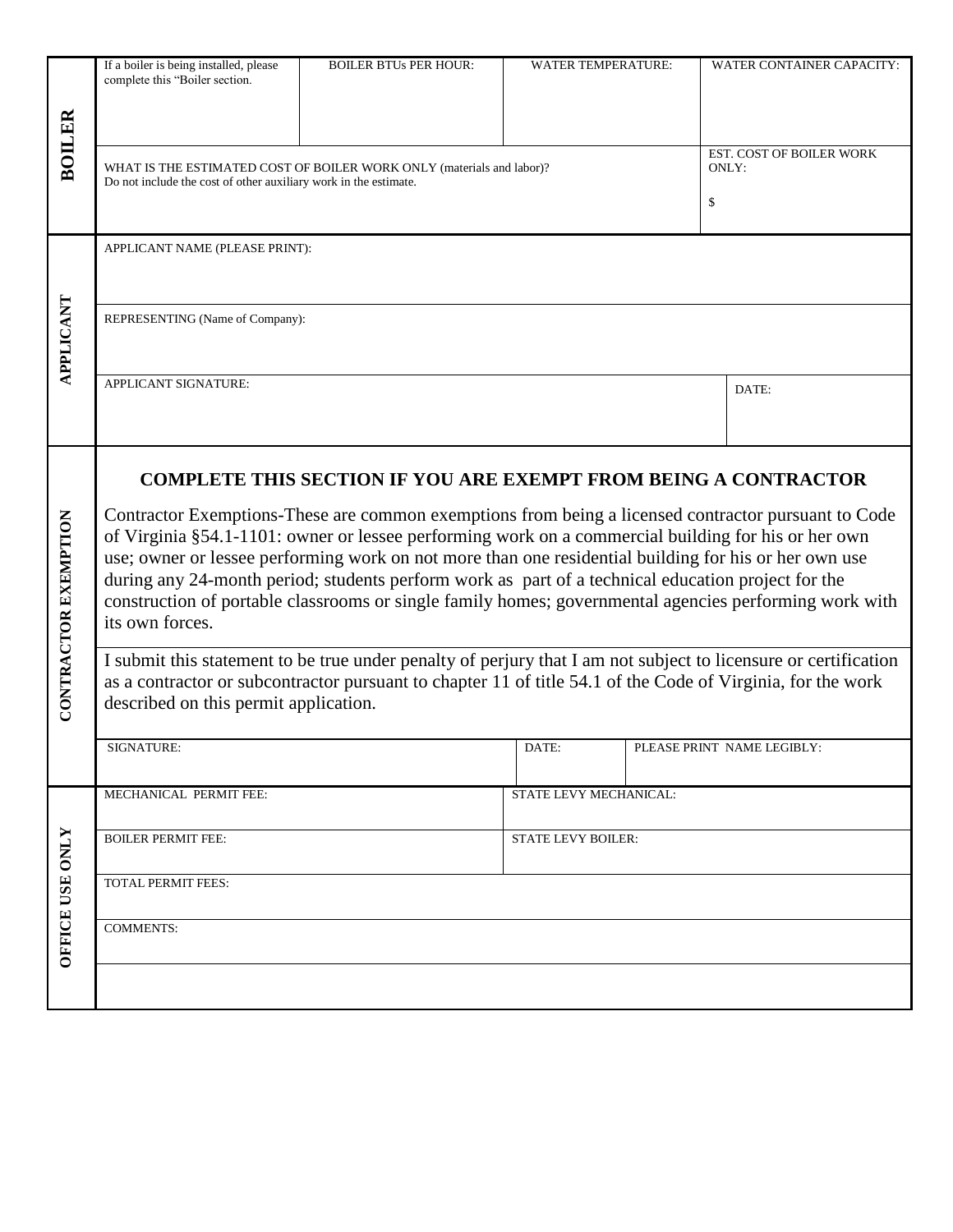## BOILER

| | | | |
|---|---|---|---|
| If a boiler is being installed, please complete this "Boiler section. | BOILER BTUs PER HOUR: | WATER TEMPERATURE: | WATER CONTAINER CAPACITY: |
| WHAT IS THE ESTIMATED COST OF BOILER WORK ONLY (materials and labor)?<br>Do not include the cost of other auxiliary work in the estimate. | | | EST. COST OF BOILER WORK ONLY:<br><br>$ |

## APPLICANT

| | |
|---|---|
| APPLICANT NAME (PLEASE PRINT): | |
| REPRESENTING (Name of Company): | |
| APPLICANT SIGNATURE: | DATE: |

## CONTRACTOR EXEMPTION

### COMPLETE THIS SECTION IF YOU ARE EXEMPT FROM BEING A CONTRACTOR

Contractor Exemptions-These are common exemptions from being a licensed contractor pursuant to Code of Virginia §54.1-1101: owner or lessee performing work on a commercial building for his or her own use; owner or lessee performing work on not more than one residential building for his or her own use during any 24-month period; students perform work as part of a technical education project for the construction of portable classrooms or single family homes; governmental agencies performing work with its own forces.

I submit this statement to be true under penalty of perjury that I am not subject to licensure or certification as a contractor or subcontractor pursuant to chapter 11 of title 54.1 of the Code of Virginia, for the work described on this permit application.

| | | |
|---|---|---|
| SIGNATURE: | DATE: | PLEASE PRINT NAME LEGIBLY: |

## OFFICE USE ONLY

| | |
|---|---|
| MECHANICAL PERMIT FEE: | STATE LEVY MECHANICAL: |
| BOILER PERMIT FEE: | STATE LEVY BOILER: |
| TOTAL PERMIT FEES: | |
| COMMENTS: | |
| | |